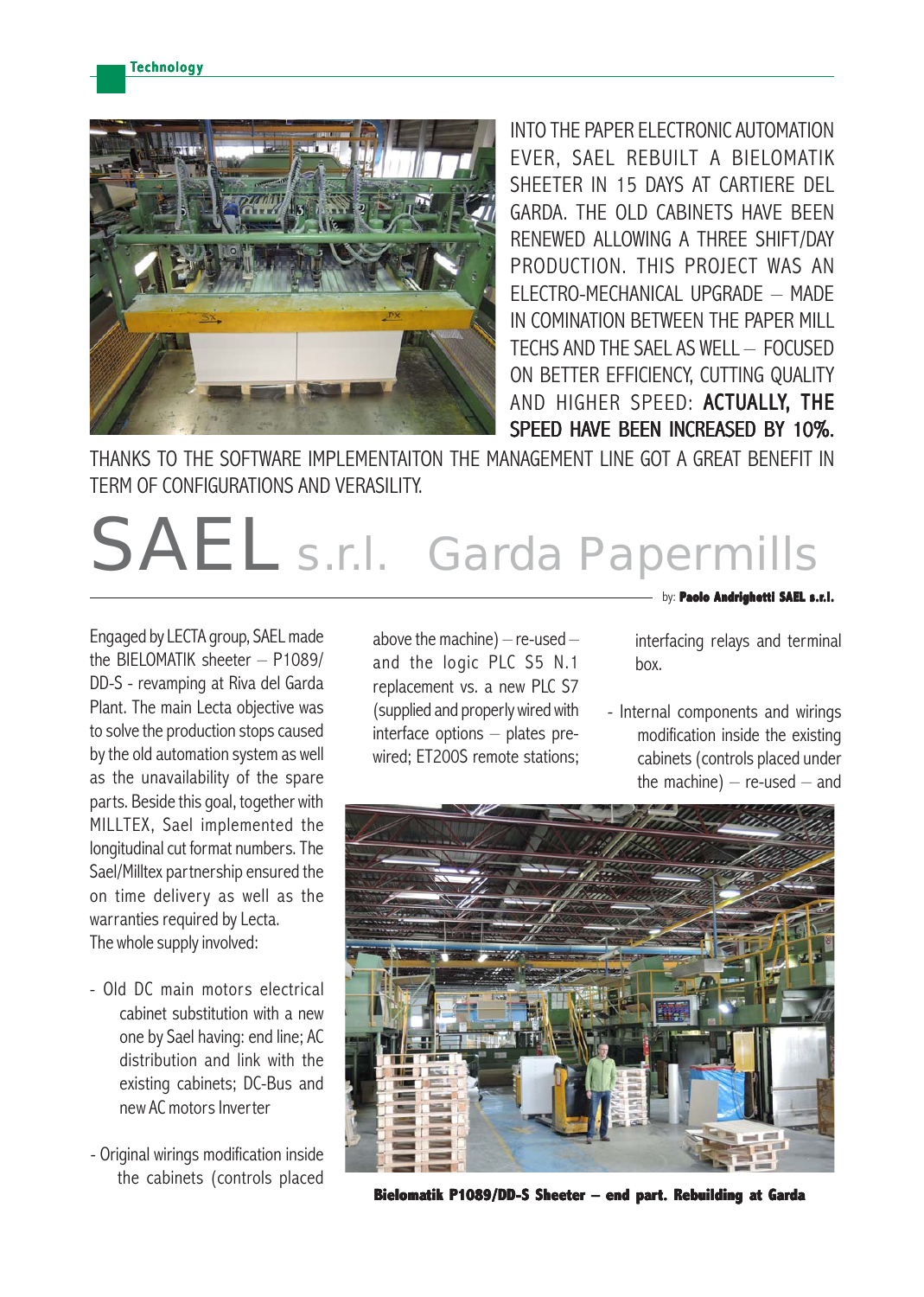INTO THE PAPER ELECTRONIC AUTOMATION EVER, SAEL REBUILT A BIELOMATIK SHEETER IN 15 DAYS AT CARTIERE DEL GARDA. THE OLD CABINETS HAVE BEEN RENEWED ALLOWING A THREE SHIFT/DAY PRODUCTION. THIS PROJECT WAS AN ELECTRO-MECHANICAL UPGRADE – MADE IN COMINATION BETWEEN THE PAPER MILL TECHS AND THE SAEL AS WELL – FOCUSED ON BETTER EFFICIENCY, CUTTING QUALITY AND HIGHER SPEED: **ACTUALLY, THE SPEED HAVE BEEN INCREASED BY 10%.** THANKS TO THE SOFTWARE IMPLEMENTAITON THE MANAGEMENT LINE GOT A GREAT BENEFIT IN TERM OF CONFIGURATIONS AND VERASILITY.

# SAEL s.r.l. Garda Papermills

by: **Paolo Andrighetti SAEL s.r.l.**

Engaged by LECTA group, SAEL made the BIELOMATIK sheeter – P1089/DD-S - revamping at Riva del Garda Plant. The main Lecta objective was to solve the production stops caused by the old automation system as well as the unavailability of the spare parts. Beside this goal, together with MILLTEX, Sael implemented the longitudinal cut format numbers. The Sael/Milltex partnership ensured the on time delivery as well as the warranties required by Lecta.
The whole supply involved:

- Old DC main motors electrical cabinet substitution with a new one by Sael having: end line; AC distribution and link with the existing cabinets; DC-Bus and new AC motors Inverter

- Original wirings modification inside the cabinets (controls placed above the machine) – re-used – and the logic PLC S5 N.1 replacement vs. a new PLC S7 (supplied and properly wired with interface options – plates pre-wired; ET200S remote stations; interfacing relays and terminal box.

- Internal components and wirings modification inside the existing cabinets (controls placed under the machine) – re-used – and

**Bielomatik P1089/DD-S Sheeter – end part. Rebuilding at Garda**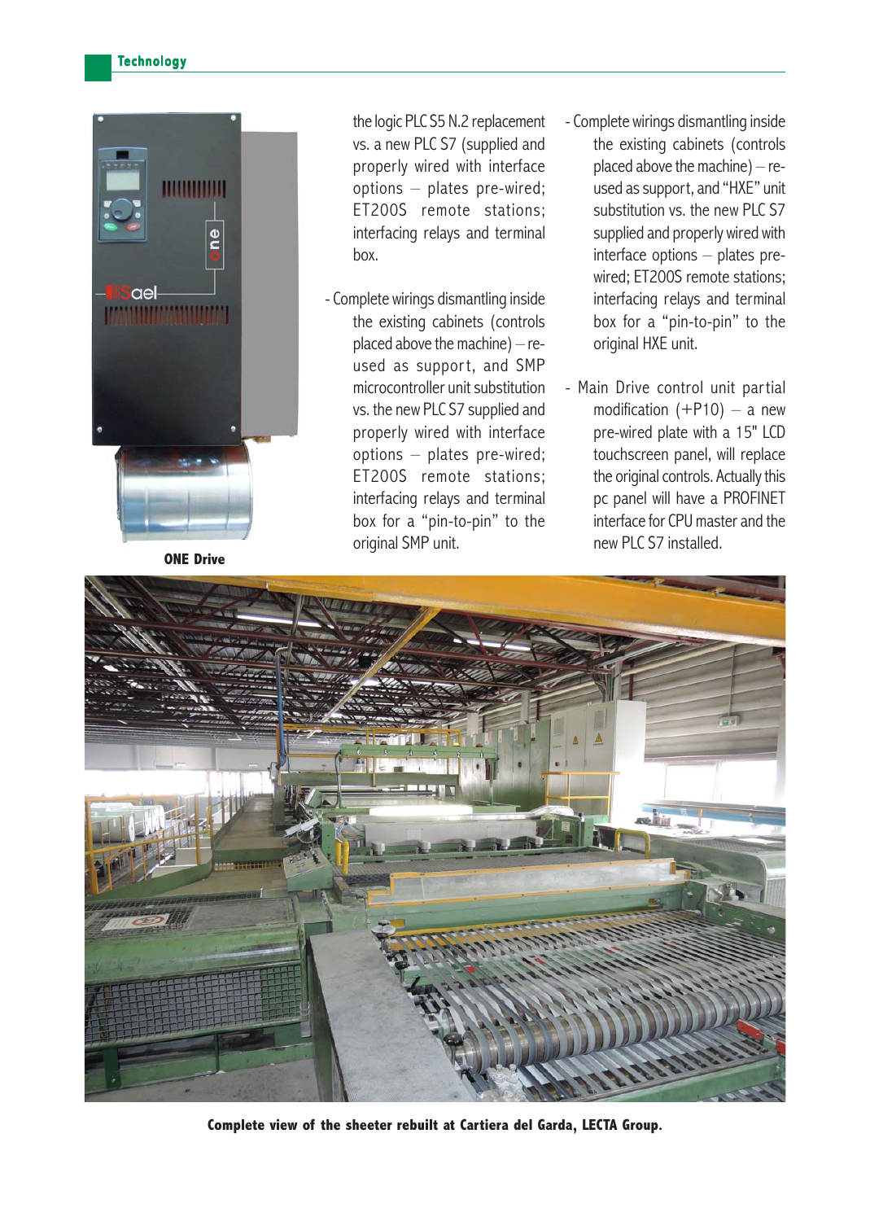the logic PLC S5 N.2 replacement vs. a new PLC S7 (supplied and properly wired with interface options – plates pre-wired; ET200S remote stations; interfacing relays and terminal box.

- Complete wirings dismantling inside the existing cabinets (controls placed above the machine) – re-used as support, and SMP microcontroller unit substitution vs. the new PLC S7 supplied and properly wired with interface options – plates pre-wired; ET200S remote stations; interfacing relays and terminal box for a "pin-to-pin" to the original SMP unit.

- Complete wirings dismantling inside the existing cabinets (controls placed above the machine) – re-used as support, and "HXE" unit substitution vs. the new PLC S7 supplied and properly wired with interface options – plates pre-wired; ET200S remote stations; interfacing relays and terminal box for a "pin-to-pin" to the original HXE unit.

- Main Drive control unit partial modification (+P10) – a new pre-wired plate with a 15" LCD touchscreen panel, will replace the original controls. Actually this pc panel will have a PROFINET interface for CPU master and the new PLC S7 installed.

**ONE Drive**

**Complete view of the sheeter rebuilt at Cartiera del Garda, LECTA Group.**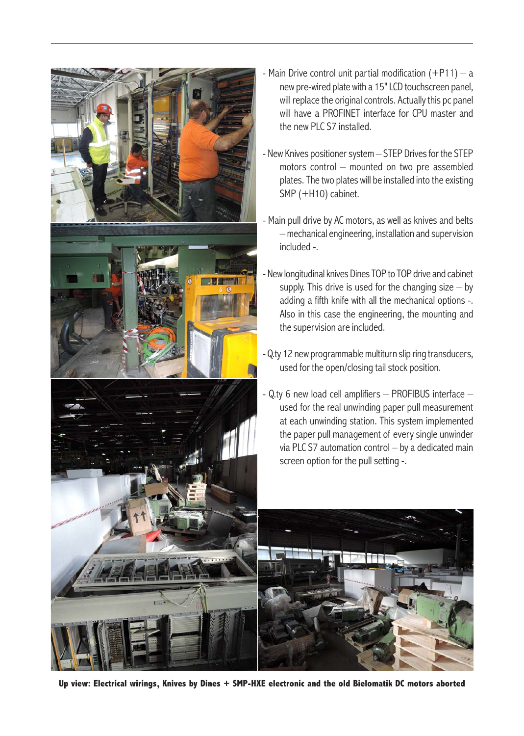- Main Drive control unit partial modification (+P11) – a new pre-wired plate with a 15" LCD touchscreen panel, will replace the original controls. Actually this pc panel will have a PROFINET interface for CPU master and the new PLC S7 installed.

- New Knives positioner system – STEP Drives for the STEP motors control – mounted on two pre assembled plates. The two plates will be installed into the existing SMP (+H10) cabinet.

- Main pull drive by AC motors, as well as knives and belts – mechanical engineering, installation and supervision included -.

- New longitudinal knives Dines TOP to TOP drive and cabinet supply. This drive is used for the changing size – by adding a fifth knife with all the mechanical options -. Also in this case the engineering, the mounting and the supervision are included.

- Q.ty 12 new programmable multiturn slip ring transducers, used for the open/closing tail stock position.

- Q.ty 6 new load cell amplifiers – PROFIBUS interface – used for the real unwinding paper pull measurement at each unwinding station. This system implemented the paper pull management of every single unwinder via PLC S7 automation control – by a dedicated main screen option for the pull setting -.

**Up view: Electrical wirings, Knives by Dines + SMP-HXE electronic and the old Bielomatik DC motors aborted**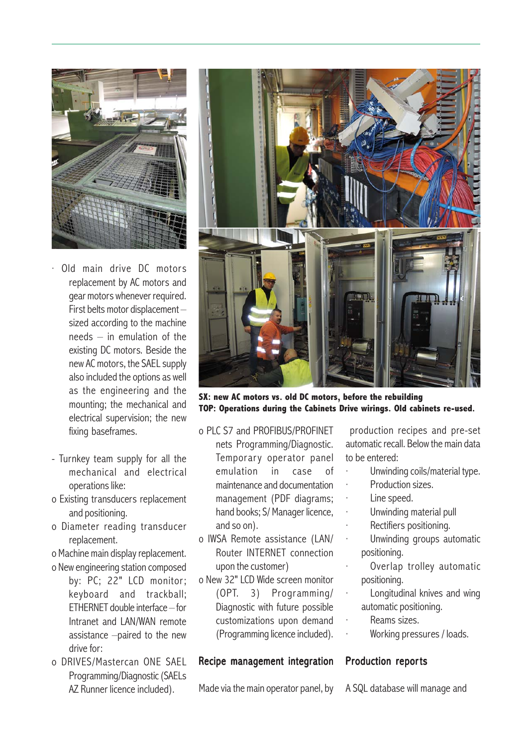SX: **new AC motors vs. old DC motors, before the rebuilding**
**TOP: Operations during the Cabinets Drive wirings. Old cabinets re-used.**

- Old main drive DC motors replacement by AC motors and gear motors whenever required. First belts motor displacement – sized according to the machine needs – in emulation of the existing DC motors. Beside the new AC motors, the SAEL supply also included the options as well as the engineering and the mounting; the mechanical and electrical supervision; the new fixing baseframes.

- Turnkey team supply for all the mechanical and electrical operations like:
  - o Existing transducers replacement and positioning.
  - o Diameter reading transducer replacement.
  - o Machine main display replacement.
  - o New engineering station composed by: PC; 22" LCD monitor; keyboard and trackball; ETHERNET double interface – for Intranet and LAN/WAN remote assistance –paired to the new drive for:
  - o DRIVES/Mastercan ONE SAEL Programming/Diagnostic (SAELs AZ Runner licence included).
  - o PLC S7 and PROFIBUS/PROFINET nets Programming/Diagnostic. Temporary operator panel emulation in case of maintenance and documentation management (PDF diagrams; hand books; S/ Manager licence, and so on).
  - o IWSA Remote assistance (LAN/ Router INTERNET connection upon the customer)
  - o New 32" LCD Wide screen monitor (OPT. 3) Programming/ Diagnostic with future possible customizations upon demand (Programming licence included).

## Recipe management integration

Made via the main operator panel, by production recipes and pre-set automatic recall. Below the main data to be entered:

- Unwinding coils/material type.
- Production sizes.
- Line speed.
- Unwinding material pull
- Rectifiers positioning.
- Unwinding groups automatic positioning.
- Overlap trolley automatic positioning.
- Longitudinal knives and wing automatic positioning.
- Reams sizes.
- Working pressures / loads.

## Production reports

A SQL database will manage and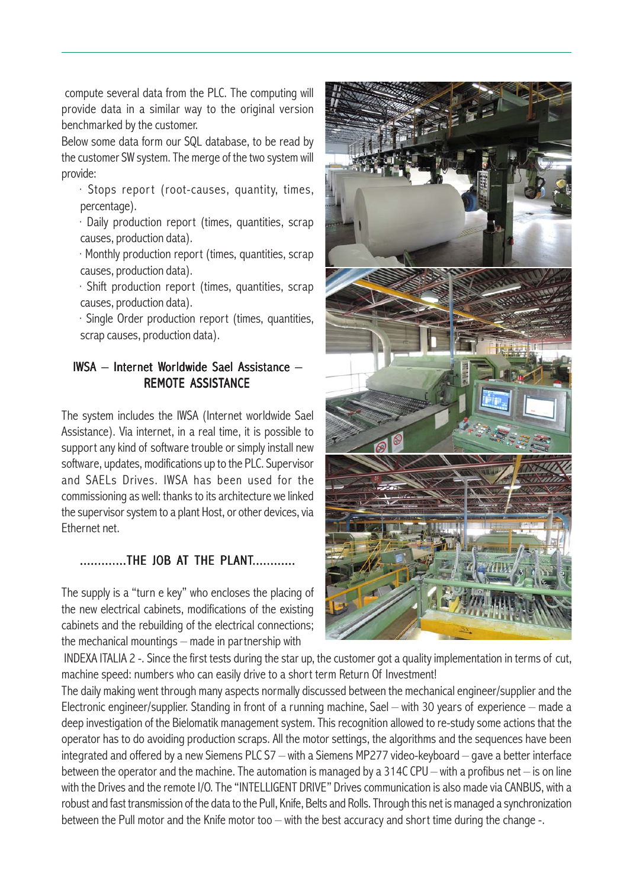compute several data from the PLC. The computing will provide data in a similar way to the original version benchmarked by the customer.
Below some data form our SQL database, to be read by the customer SW system. The merge of the two system will provide:

· Stops report (root-causes, quantity, times, percentage).
· Daily production report (times, quantities, scrap causes, production data).
· Monthly production report (times, quantities, scrap causes, production data).
· Shift production report (times, quantities, scrap causes, production data).
· Single Order production report (times, quantities, scrap causes, production data).

## IWSA – Internet Worldwide Sael Assistance – REMOTE ASSISTANCE

The system includes the IWSA (Internet worldwide Sael Assistance). Via internet, in a real time, it is possible to support any kind of software trouble or simply install new software, updates, modifications up to the PLC. Supervisor and SAELs Drives. IWSA has been used for the commissioning as well: thanks to its architecture we linked the supervisor system to a plant Host, or other devices, via Ethernet net.

## .............THE JOB AT THE PLANT............

The supply is a "turn e key" who encloses the placing of the new electrical cabinets, modifications of the existing cabinets and the rebuilding of the electrical connections; the mechanical mountings – made in partnership with INDEXA ITALIA 2 -. Since the first tests during the star up, the customer got a quality implementation in terms of cut, machine speed: numbers who can easily drive to a short term Return Of Investment!
The daily making went through many aspects normally discussed between the mechanical engineer/supplier and the Electronic engineer/supplier. Standing in front of a running machine, Sael – with 30 years of experience – made a deep investigation of the Bielomatik management system. This recognition allowed to re-study some actions that the operator has to do avoiding production scraps. All the motor settings, the algorithms and the sequences have been integrated and offered by a new Siemens PLC S7 – with a Siemens MP277 video-keyboard – gave a better interface between the operator and the machine. The automation is managed by a 314C CPU – with a profibus net – is on line with the Drives and the remote I/O. The "INTELLIGENT DRIVE" Drives communication is also made via CANBUS, with a robust and fast transmission of the data to the Pull, Knife, Belts and Rolls. Through this net is managed a synchronization between the Pull motor and the Knife motor too – with the best accuracy and short time during the change -.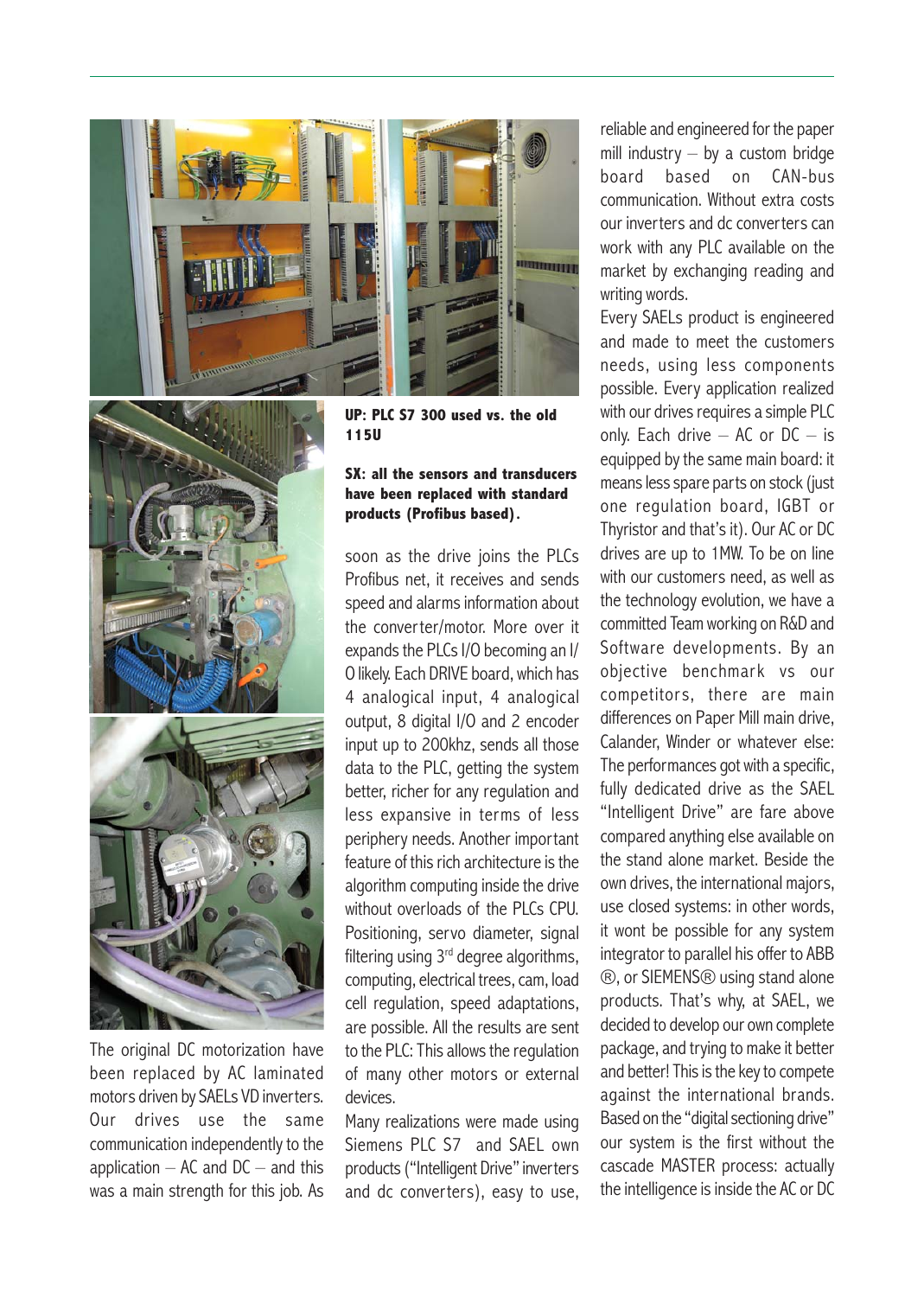**UP: PLC S7 300 used vs. the old 115U**

**SX: all the sensors and transducers have been replaced with standard products (Profibus based).**

The original DC motorization have been replaced by AC laminated motors driven by SAELs VD inverters. Our drives use the same communication independently to the application – AC and DC – and this was a main strength for this job. As soon as the drive joins the PLCs Profibus net, it receives and sends speed and alarms information about the converter/motor. More over it expands the PLCs I/O becoming an I/O likely. Each DRIVE board, which has 4 analogical input, 4 analogical output, 8 digital I/O and 2 encoder input up to 200khz, sends all those data to the PLC, getting the system better, richer for any regulation and less expansive in terms of less periphery needs. Another important feature of this rich architecture is the algorithm computing inside the drive without overloads of the PLCs CPU. Positioning, servo diameter, signal filtering using 3rd degree algorithms, computing, electrical trees, cam, load cell regulation, speed adaptations, are possible. All the results are sent to the PLC: This allows the regulation of many other motors or external devices.

Many realizations were made using Siemens PLC S7 and SAEL own products ("Intelligent Drive" inverters and dc converters), easy to use, reliable and engineered for the paper mill industry – by a custom bridge board based on CAN-bus communication. Without extra costs our inverters and dc converters can work with any PLC available on the market by exchanging reading and writing words.

Every SAELs product is engineered and made to meet the customers needs, using less components possible. Every application realized with our drives requires a simple PLC only. Each drive – AC or DC – is equipped by the same main board: it means less spare parts on stock (just one regulation board, IGBT or Thyristor and that's it). Our AC or DC drives are up to 1MW. To be on line with our customers need, as well as the technology evolution, we have a committed Team working on R&D and Software developments. By an objective benchmark vs our competitors, there are main differences on Paper Mill main drive, Calander, Winder or whatever else: The performances got with a specific, fully dedicated drive as the SAEL "Intelligent Drive" are fare above compared anything else available on the stand alone market. Beside the own drives, the international majors, use closed systems: in other words, it wont be possible for any system integrator to parallel his offer to ABB ®, or SIEMENS® using stand alone products. That's why, at SAEL, we decided to develop our own complete package, and trying to make it better and better! This is the key to compete against the international brands. Based on the "digital sectioning drive" our system is the first without the cascade MASTER process: actually the intelligence is inside the AC or DC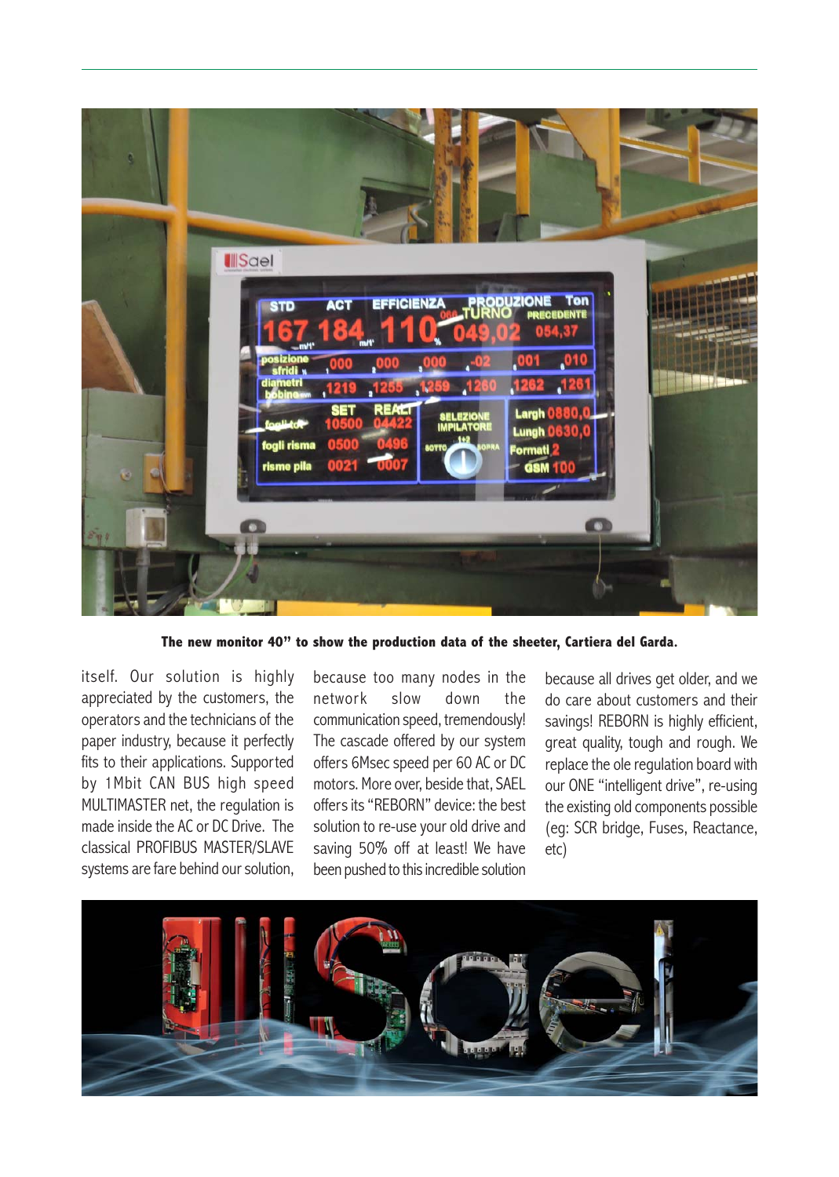The new monitor 40" to show the production data of the sheeter, Cartiera del Garda.

itself. Our solution is highly appreciated by the customers, the operators and the technicians of the paper industry, because it perfectly fits to their applications. Supported by 1Mbit CAN BUS high speed MULTIMASTER net, the regulation is made inside the AC or DC Drive. The classical PROFIBUS MASTER/SLAVE systems are fare behind our solution, because too many nodes in the network slow down the communication speed, tremendously! The cascade offered by our system offers 6Msec speed per 60 AC or DC motors. More over, beside that, SAEL offers its "REBORN" device: the best solution to re-use your old drive and saving 50% off at least! We have been pushed to this incredible solution because all drives get older, and we do care about customers and their savings! REBORN is highly efficient, great quality, tough and rough. We replace the ole regulation board with our ONE "intelligent drive", re-using the existing old components possible (eg: SCR bridge, Fuses, Reactance, etc)